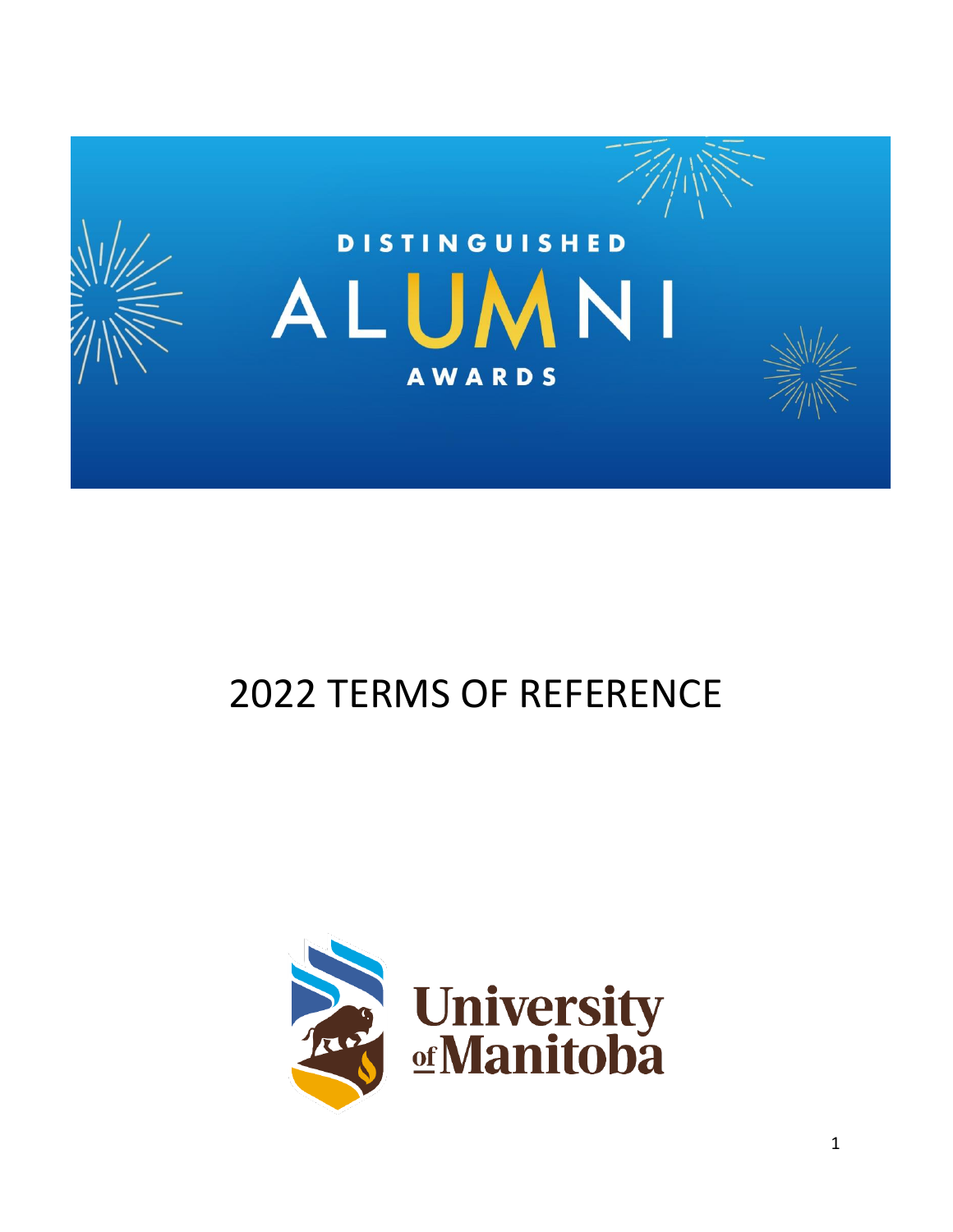DISTINGUISHED

ALUMNI

AWARDS

# 2022 TERMS OF REFERENCE

University of Manitoba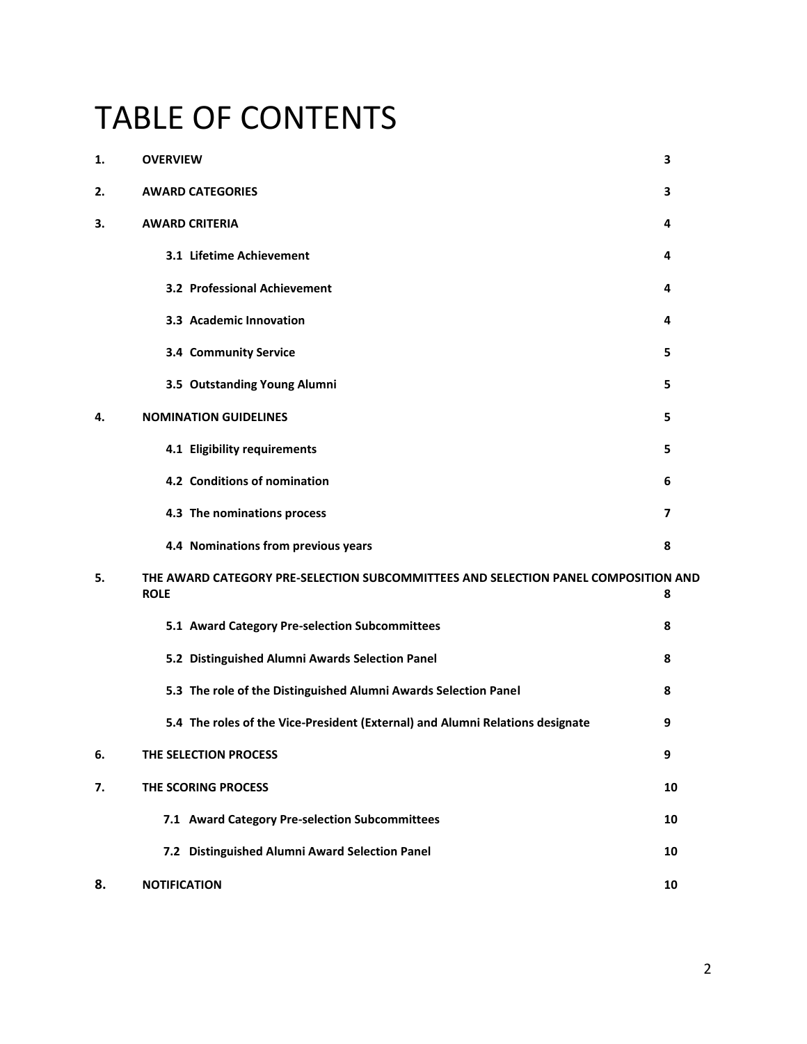# TABLE OF CONTENTS

| | | |
|---|---|---|
| **1.** | **OVERVIEW** | **3** |
| **2.** | **AWARD CATEGORIES** | **3** |
| **3.** | **AWARD CRITERIA** | **4** |
| | **3.1 Lifetime Achievement** | **4** |
| | **3.2 Professional Achievement** | **4** |
| | **3.3 Academic Innovation** | **4** |
| | **3.4 Community Service** | **5** |
| | **3.5 Outstanding Young Alumni** | **5** |
| **4.** | **NOMINATION GUIDELINES** | **5** |
| | **4.1 Eligibility requirements** | **5** |
| | **4.2 Conditions of nomination** | **6** |
| | **4.3 The nominations process** | **7** |
| | **4.4 Nominations from previous years** | **8** |
| **5.** | **THE AWARD CATEGORY PRE-SELECTION SUBCOMMITTEES AND SELECTION PANEL COMPOSITION AND ROLE** | **8** |
| | **5.1 Award Category Pre-selection Subcommittees** | **8** |
| | **5.2 Distinguished Alumni Awards Selection Panel** | **8** |
| | **5.3 The role of the Distinguished Alumni Awards Selection Panel** | **8** |
| | **5.4 The roles of the Vice-President (External) and Alumni Relations designate** | **9** |
| **6.** | **THE SELECTION PROCESS** | **9** |
| **7.** | **THE SCORING PROCESS** | **10** |
| | **7.1 Award Category Pre-selection Subcommittees** | **10** |
| | **7.2 Distinguished Alumni Award Selection Panel** | **10** |
| **8.** | **NOTIFICATION** | **10** |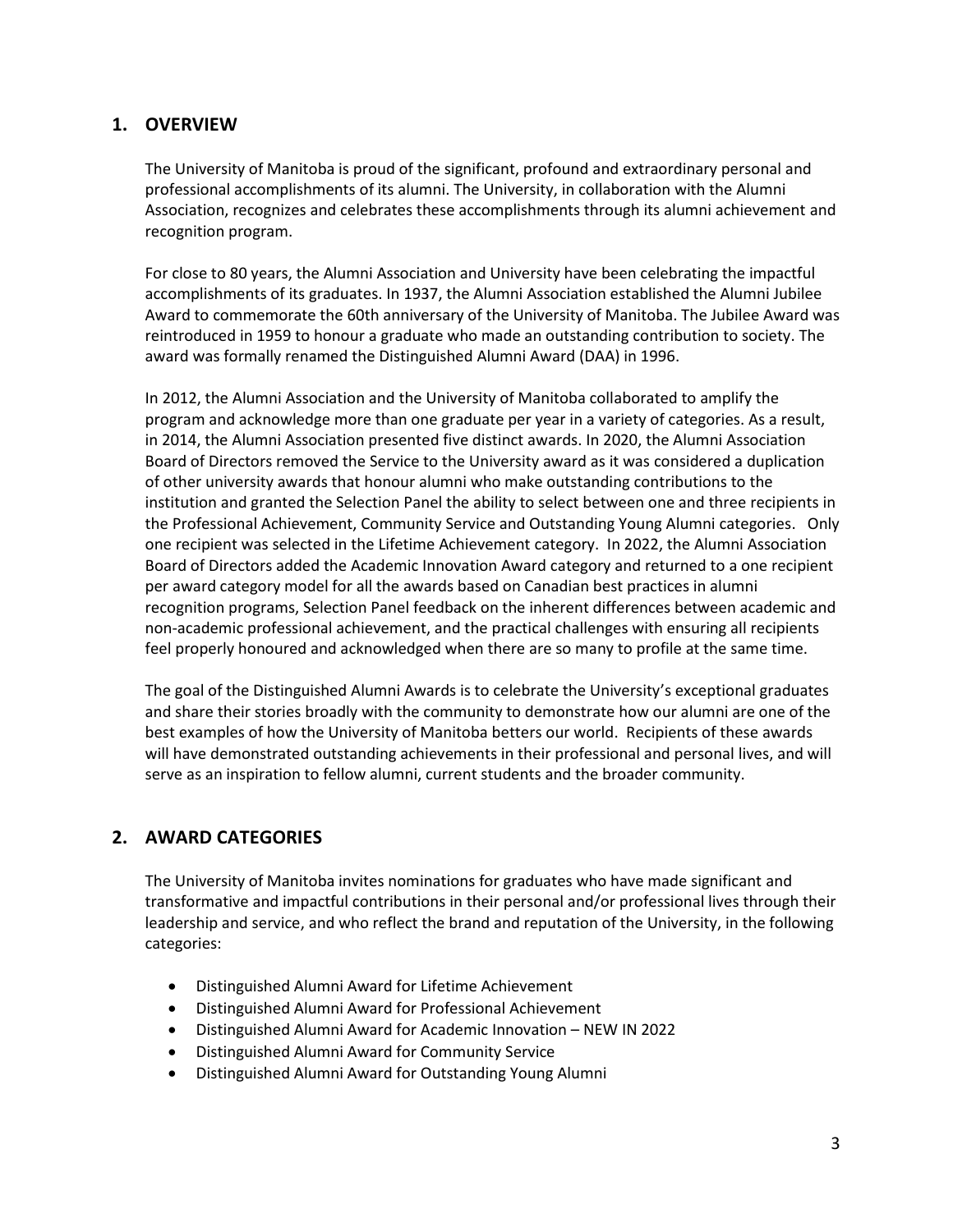## 1. OVERVIEW

The University of Manitoba is proud of the significant, profound and extraordinary personal and professional accomplishments of its alumni. The University, in collaboration with the Alumni Association, recognizes and celebrates these accomplishments through its alumni achievement and recognition program.

For close to 80 years, the Alumni Association and University have been celebrating the impactful accomplishments of its graduates. In 1937, the Alumni Association established the Alumni Jubilee Award to commemorate the 60th anniversary of the University of Manitoba. The Jubilee Award was reintroduced in 1959 to honour a graduate who made an outstanding contribution to society. The award was formally renamed the Distinguished Alumni Award (DAA) in 1996.

In 2012, the Alumni Association and the University of Manitoba collaborated to amplify the program and acknowledge more than one graduate per year in a variety of categories. As a result, in 2014, the Alumni Association presented five distinct awards. In 2020, the Alumni Association Board of Directors removed the Service to the University award as it was considered a duplication of other university awards that honour alumni who make outstanding contributions to the institution and granted the Selection Panel the ability to select between one and three recipients in the Professional Achievement, Community Service and Outstanding Young Alumni categories. Only one recipient was selected in the Lifetime Achievement category. In 2022, the Alumni Association Board of Directors added the Academic Innovation Award category and returned to a one recipient per award category model for all the awards based on Canadian best practices in alumni recognition programs, Selection Panel feedback on the inherent differences between academic and non-academic professional achievement, and the practical challenges with ensuring all recipients feel properly honoured and acknowledged when there are so many to profile at the same time.

The goal of the Distinguished Alumni Awards is to celebrate the University's exceptional graduates and share their stories broadly with the community to demonstrate how our alumni are one of the best examples of how the University of Manitoba betters our world. Recipients of these awards will have demonstrated outstanding achievements in their professional and personal lives, and will serve as an inspiration to fellow alumni, current students and the broader community.

## 2. AWARD CATEGORIES

The University of Manitoba invites nominations for graduates who have made significant and transformative and impactful contributions in their personal and/or professional lives through their leadership and service, and who reflect the brand and reputation of the University, in the following categories:

- Distinguished Alumni Award for Lifetime Achievement
- Distinguished Alumni Award for Professional Achievement
- Distinguished Alumni Award for Academic Innovation – NEW IN 2022
- Distinguished Alumni Award for Community Service
- Distinguished Alumni Award for Outstanding Young Alumni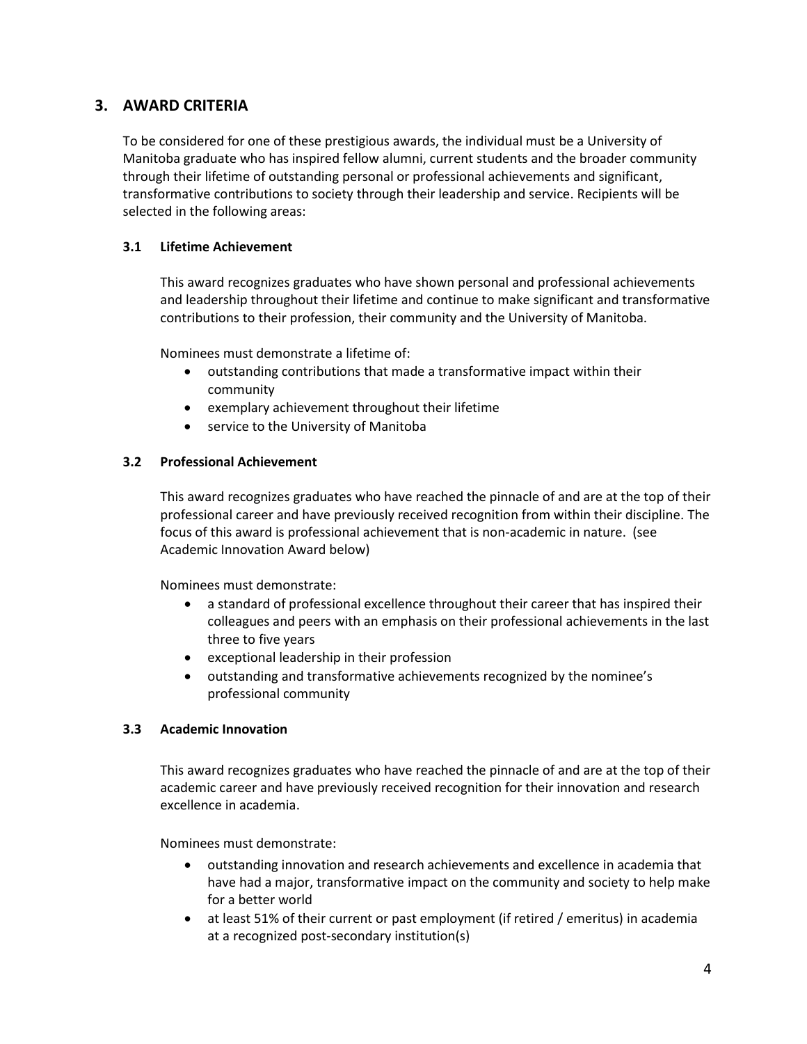## 3. AWARD CRITERIA

To be considered for one of these prestigious awards, the individual must be a University of Manitoba graduate who has inspired fellow alumni, current students and the broader community through their lifetime of outstanding personal or professional achievements and significant, transformative contributions to society through their leadership and service. Recipients will be selected in the following areas:

### 3.1 Lifetime Achievement

This award recognizes graduates who have shown personal and professional achievements and leadership throughout their lifetime and continue to make significant and transformative contributions to their profession, their community and the University of Manitoba.

Nominees must demonstrate a lifetime of:

- outstanding contributions that made a transformative impact within their community
- exemplary achievement throughout their lifetime
- service to the University of Manitoba

### 3.2 Professional Achievement

This award recognizes graduates who have reached the pinnacle of and are at the top of their professional career and have previously received recognition from within their discipline. The focus of this award is professional achievement that is non-academic in nature. (see Academic Innovation Award below)

Nominees must demonstrate:

- a standard of professional excellence throughout their career that has inspired their colleagues and peers with an emphasis on their professional achievements in the last three to five years
- exceptional leadership in their profession
- outstanding and transformative achievements recognized by the nominee's professional community

### 3.3 Academic Innovation

This award recognizes graduates who have reached the pinnacle of and are at the top of their academic career and have previously received recognition for their innovation and research excellence in academia.

Nominees must demonstrate:

- outstanding innovation and research achievements and excellence in academia that have had a major, transformative impact on the community and society to help make for a better world
- at least 51% of their current or past employment (if retired / emeritus) in academia at a recognized post-secondary institution(s)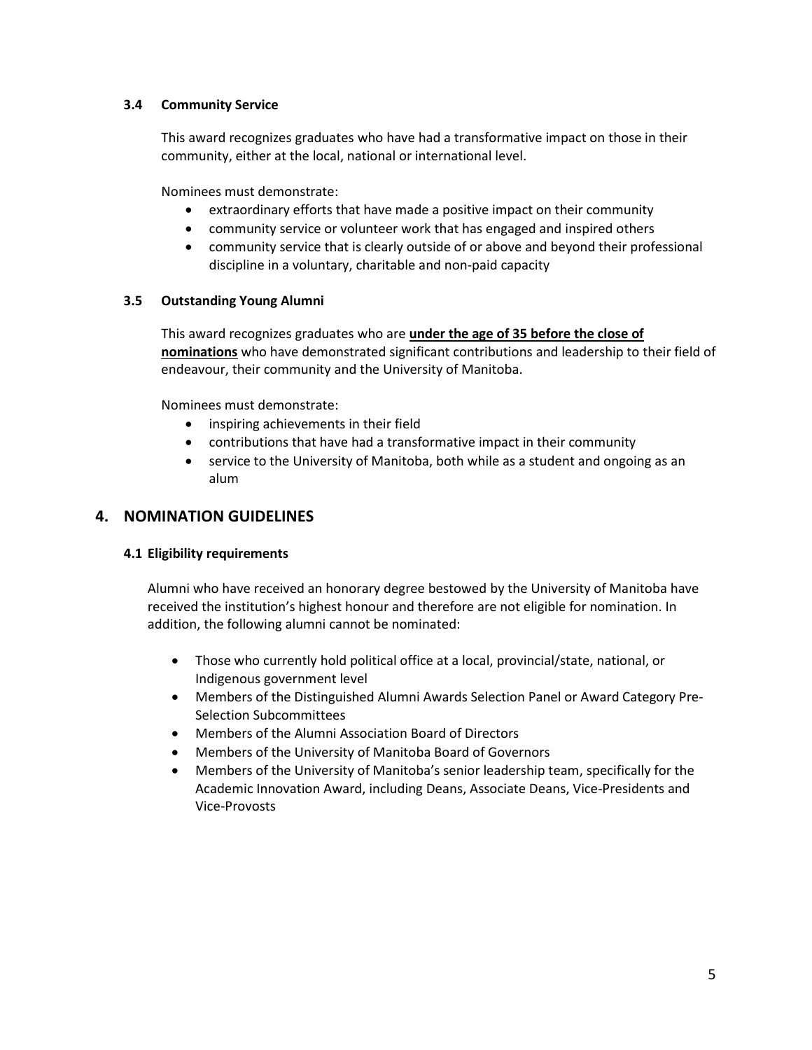### 3.4 Community Service

This award recognizes graduates who have had a transformative impact on those in their community, either at the local, national or international level.

Nominees must demonstrate:

- extraordinary efforts that have made a positive impact on their community
- community service or volunteer work that has engaged and inspired others
- community service that is clearly outside of or above and beyond their professional discipline in a voluntary, charitable and non-paid capacity

### 3.5 Outstanding Young Alumni

This award recognizes graduates who are <u>**under the age of 35 before the close of nominations**</u> who have demonstrated significant contributions and leadership to their field of endeavour, their community and the University of Manitoba.

Nominees must demonstrate:

- inspiring achievements in their field
- contributions that have had a transformative impact in their community
- service to the University of Manitoba, both while as a student and ongoing as an alum

## 4. NOMINATION GUIDELINES

### 4.1 Eligibility requirements

Alumni who have received an honorary degree bestowed by the University of Manitoba have received the institution's highest honour and therefore are not eligible for nomination. In addition, the following alumni cannot be nominated:

- Those who currently hold political office at a local, provincial/state, national, or Indigenous government level
- Members of the Distinguished Alumni Awards Selection Panel or Award Category Pre-Selection Subcommittees
- Members of the Alumni Association Board of Directors
- Members of the University of Manitoba Board of Governors
- Members of the University of Manitoba's senior leadership team, specifically for the Academic Innovation Award, including Deans, Associate Deans, Vice-Presidents and Vice-Provosts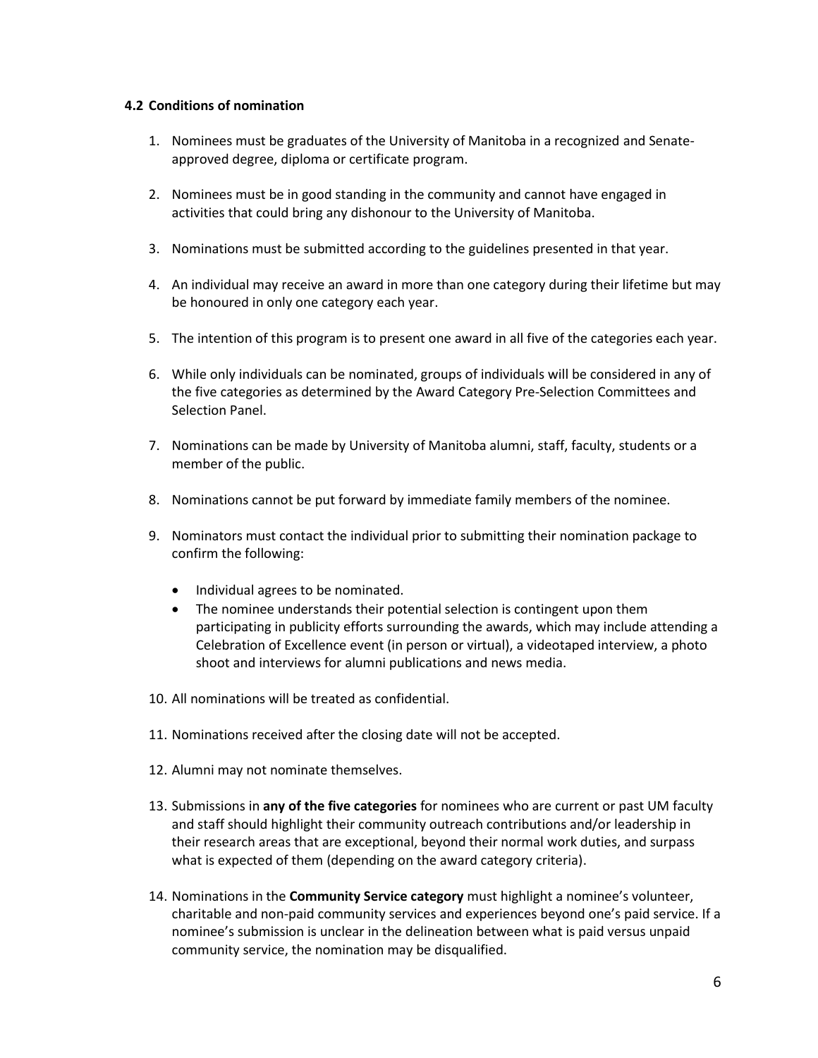### 4.2 Conditions of nomination

1. Nominees must be graduates of the University of Manitoba in a recognized and Senate-approved degree, diploma or certificate program.

2. Nominees must be in good standing in the community and cannot have engaged in activities that could bring any dishonour to the University of Manitoba.

3. Nominations must be submitted according to the guidelines presented in that year.

4. An individual may receive an award in more than one category during their lifetime but may be honoured in only one category each year.

5. The intention of this program is to present one award in all five of the categories each year.

6. While only individuals can be nominated, groups of individuals will be considered in any of the five categories as determined by the Award Category Pre-Selection Committees and Selection Panel.

7. Nominations can be made by University of Manitoba alumni, staff, faculty, students or a member of the public.

8. Nominations cannot be put forward by immediate family members of the nominee.

9. Nominators must contact the individual prior to submitting their nomination package to confirm the following:

   - Individual agrees to be nominated.
   - The nominee understands their potential selection is contingent upon them participating in publicity efforts surrounding the awards, which may include attending a Celebration of Excellence event (in person or virtual), a videotaped interview, a photo shoot and interviews for alumni publications and news media.

10. All nominations will be treated as confidential.

11. Nominations received after the closing date will not be accepted.

12. Alumni may not nominate themselves.

13. Submissions in **any of the five categories** for nominees who are current or past UM faculty and staff should highlight their community outreach contributions and/or leadership in their research areas that are exceptional, beyond their normal work duties, and surpass what is expected of them (depending on the award category criteria).

14. Nominations in the **Community Service category** must highlight a nominee's volunteer, charitable and non-paid community services and experiences beyond one's paid service. If a nominee's submission is unclear in the delineation between what is paid versus unpaid community service, the nomination may be disqualified.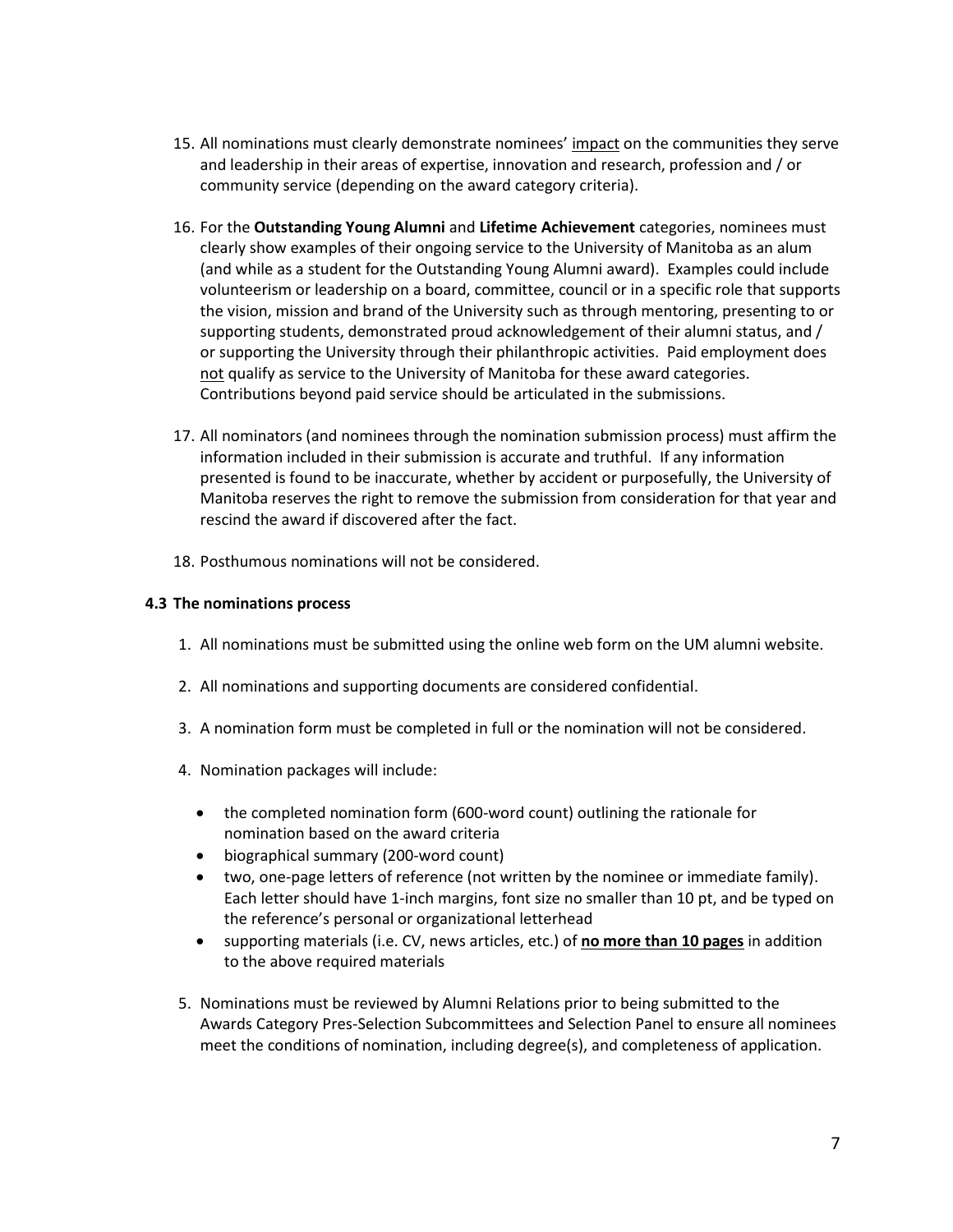15. All nominations must clearly demonstrate nominees' <u>impact</u> on the communities they serve and leadership in their areas of expertise, innovation and research, profession and / or community service (depending on the award category criteria).

16. For the **Outstanding Young Alumni** and **Lifetime Achievement** categories, nominees must clearly show examples of their ongoing service to the University of Manitoba as an alum (and while as a student for the Outstanding Young Alumni award). Examples could include volunteerism or leadership on a board, committee, council or in a specific role that supports the vision, mission and brand of the University such as through mentoring, presenting to or supporting students, demonstrated proud acknowledgement of their alumni status, and / or supporting the University through their philanthropic activities. Paid employment does <u>not</u> qualify as service to the University of Manitoba for these award categories. Contributions beyond paid service should be articulated in the submissions.

17. All nominators (and nominees through the nomination submission process) must affirm the information included in their submission is accurate and truthful. If any information presented is found to be inaccurate, whether by accident or purposefully, the University of Manitoba reserves the right to remove the submission from consideration for that year and rescind the award if discovered after the fact.

18. Posthumous nominations will not be considered.

### 4.3 The nominations process

1. All nominations must be submitted using the online web form on the UM alumni website.

2. All nominations and supporting documents are considered confidential.

3. A nomination form must be completed in full or the nomination will not be considered.

4. Nomination packages will include:

    - the completed nomination form (600-word count) outlining the rationale for nomination based on the award criteria
    - biographical summary (200-word count)
    - two, one-page letters of reference (not written by the nominee or immediate family). Each letter should have 1-inch margins, font size no smaller than 10 pt, and be typed on the reference's personal or organizational letterhead
    - supporting materials (i.e. CV, news articles, etc.) of <u>**no more than 10 pages**</u> in addition to the above required materials

5. Nominations must be reviewed by Alumni Relations prior to being submitted to the Awards Category Pres-Selection Subcommittees and Selection Panel to ensure all nominees meet the conditions of nomination, including degree(s), and completeness of application.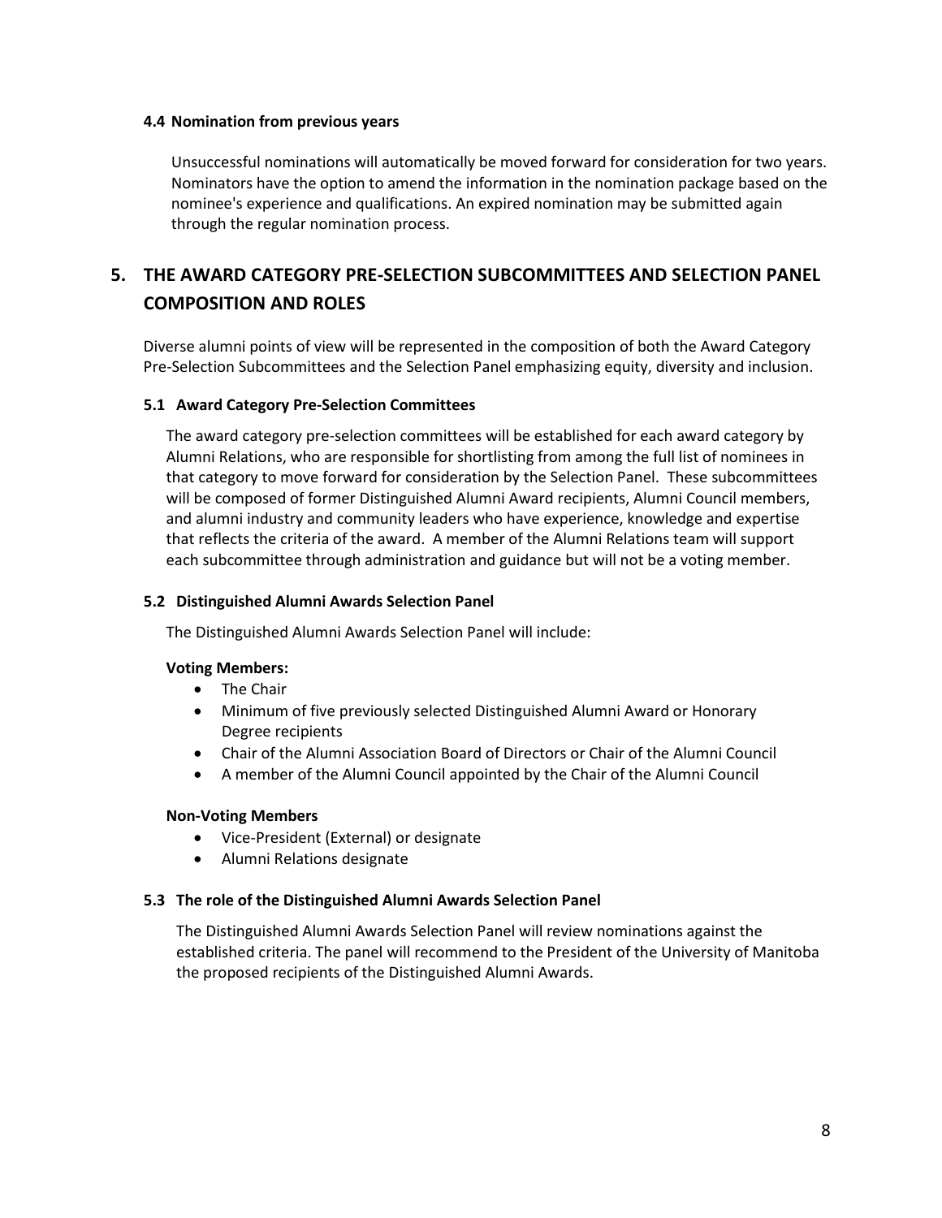### 4.4 Nomination from previous years

Unsuccessful nominations will automatically be moved forward for consideration for two years. Nominators have the option to amend the information in the nomination package based on the nominee's experience and qualifications. An expired nomination may be submitted again through the regular nomination process.

## 5. THE AWARD CATEGORY PRE-SELECTION SUBCOMMITTEES AND SELECTION PANEL COMPOSITION AND ROLES

Diverse alumni points of view will be represented in the composition of both the Award Category Pre-Selection Subcommittees and the Selection Panel emphasizing equity, diversity and inclusion.

### 5.1 Award Category Pre-Selection Committees

The award category pre-selection committees will be established for each award category by Alumni Relations, who are responsible for shortlisting from among the full list of nominees in that category to move forward for consideration by the Selection Panel. These subcommittees will be composed of former Distinguished Alumni Award recipients, Alumni Council members, and alumni industry and community leaders who have experience, knowledge and expertise that reflects the criteria of the award. A member of the Alumni Relations team will support each subcommittee through administration and guidance but will not be a voting member.

### 5.2 Distinguished Alumni Awards Selection Panel

The Distinguished Alumni Awards Selection Panel will include:

**Voting Members:**

- The Chair
- Minimum of five previously selected Distinguished Alumni Award or Honorary Degree recipients
- Chair of the Alumni Association Board of Directors or Chair of the Alumni Council
- A member of the Alumni Council appointed by the Chair of the Alumni Council

**Non-Voting Members**

- Vice-President (External) or designate
- Alumni Relations designate

### 5.3 The role of the Distinguished Alumni Awards Selection Panel

The Distinguished Alumni Awards Selection Panel will review nominations against the established criteria. The panel will recommend to the President of the University of Manitoba the proposed recipients of the Distinguished Alumni Awards.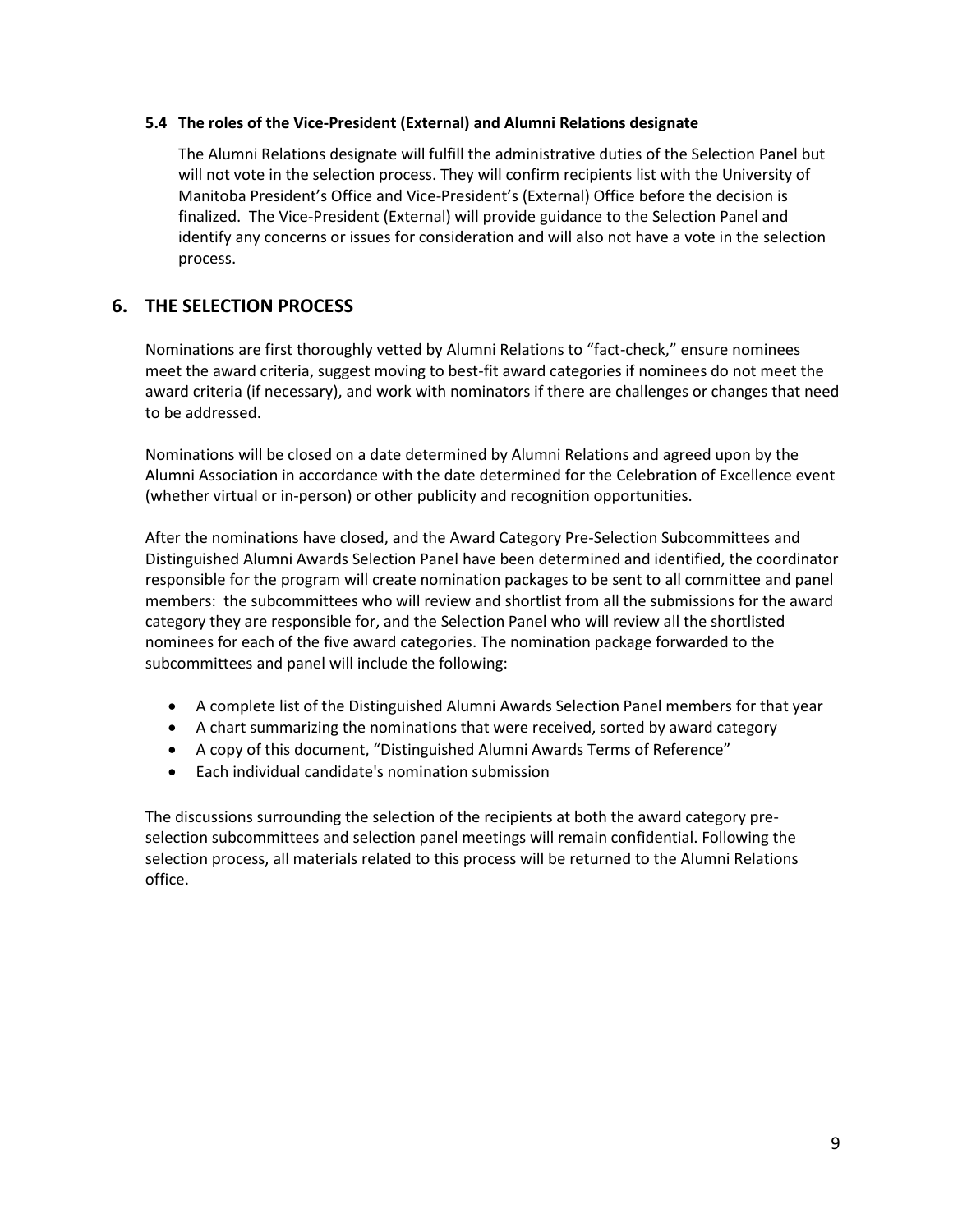### 5.4 The roles of the Vice-President (External) and Alumni Relations designate

The Alumni Relations designate will fulfill the administrative duties of the Selection Panel but will not vote in the selection process. They will confirm recipients list with the University of Manitoba President's Office and Vice-President's (External) Office before the decision is finalized. The Vice-President (External) will provide guidance to the Selection Panel and identify any concerns or issues for consideration and will also not have a vote in the selection process.

## 6. THE SELECTION PROCESS

Nominations are first thoroughly vetted by Alumni Relations to "fact-check," ensure nominees meet the award criteria, suggest moving to best-fit award categories if nominees do not meet the award criteria (if necessary), and work with nominators if there are challenges or changes that need to be addressed.

Nominations will be closed on a date determined by Alumni Relations and agreed upon by the Alumni Association in accordance with the date determined for the Celebration of Excellence event (whether virtual or in-person) or other publicity and recognition opportunities.

After the nominations have closed, and the Award Category Pre-Selection Subcommittees and Distinguished Alumni Awards Selection Panel have been determined and identified, the coordinator responsible for the program will create nomination packages to be sent to all committee and panel members: the subcommittees who will review and shortlist from all the submissions for the award category they are responsible for, and the Selection Panel who will review all the shortlisted nominees for each of the five award categories. The nomination package forwarded to the subcommittees and panel will include the following:

- A complete list of the Distinguished Alumni Awards Selection Panel members for that year
- A chart summarizing the nominations that were received, sorted by award category
- A copy of this document, "Distinguished Alumni Awards Terms of Reference"
- Each individual candidate's nomination submission

The discussions surrounding the selection of the recipients at both the award category pre-selection subcommittees and selection panel meetings will remain confidential. Following the selection process, all materials related to this process will be returned to the Alumni Relations office.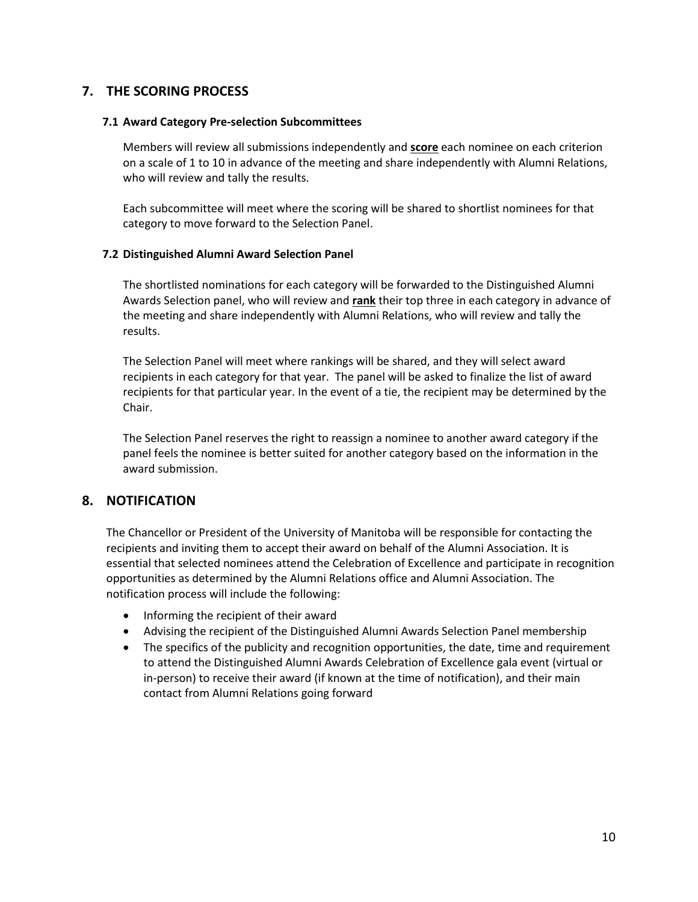## 7. THE SCORING PROCESS

### 7.1 Award Category Pre-selection Subcommittees

Members will review all submissions independently and **score** each nominee on each criterion on a scale of 1 to 10 in advance of the meeting and share independently with Alumni Relations, who will review and tally the results.

Each subcommittee will meet where the scoring will be shared to shortlist nominees for that category to move forward to the Selection Panel.

### 7.2 Distinguished Alumni Award Selection Panel

The shortlisted nominations for each category will be forwarded to the Distinguished Alumni Awards Selection panel, who will review and **rank** their top three in each category in advance of the meeting and share independently with Alumni Relations, who will review and tally the results.

The Selection Panel will meet where rankings will be shared, and they will select award recipients in each category for that year. The panel will be asked to finalize the list of award recipients for that particular year. In the event of a tie, the recipient may be determined by the Chair.

The Selection Panel reserves the right to reassign a nominee to another award category if the panel feels the nominee is better suited for another category based on the information in the award submission.

## 8. NOTIFICATION

The Chancellor or President of the University of Manitoba will be responsible for contacting the recipients and inviting them to accept their award on behalf of the Alumni Association. It is essential that selected nominees attend the Celebration of Excellence and participate in recognition opportunities as determined by the Alumni Relations office and Alumni Association. The notification process will include the following:

- Informing the recipient of their award
- Advising the recipient of the Distinguished Alumni Awards Selection Panel membership
- The specifics of the publicity and recognition opportunities, the date, time and requirement to attend the Distinguished Alumni Awards Celebration of Excellence gala event (virtual or in-person) to receive their award (if known at the time of notification), and their main contact from Alumni Relations going forward